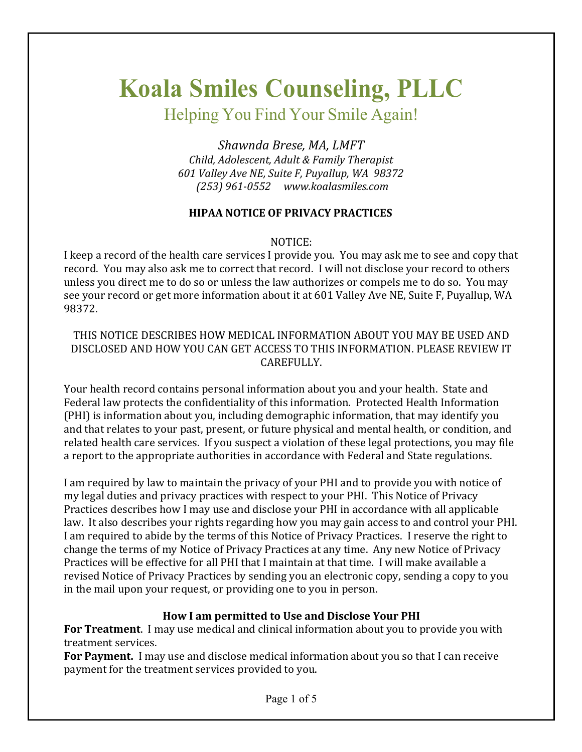# Koala Smiles Counseling, PLLC

## Helping You Find Your Smile Again!

*Shawnda Brese, MA, LMFT*
*Child, Adolescent, Adult & Family Therapist*
*601 Valley Ave NE, Suite F, Puyallup, WA 98372*
*(253) 961-0552   www.koalasmiles.com*

### HIPAA NOTICE OF PRIVACY PRACTICES

NOTICE:

I keep a record of the health care services I provide you. You may ask me to see and copy that record. You may also ask me to correct that record. I will not disclose your record to others unless you direct me to do so or unless the law authorizes or compels me to do so. You may see your record or get more information about it at 601 Valley Ave NE, Suite F, Puyallup, WA 98372.

THIS NOTICE DESCRIBES HOW MEDICAL INFORMATION ABOUT YOU MAY BE USED AND DISCLOSED AND HOW YOU CAN GET ACCESS TO THIS INFORMATION. PLEASE REVIEW IT CAREFULLY.

Your health record contains personal information about you and your health. State and Federal law protects the confidentiality of this information. Protected Health Information (PHI) is information about you, including demographic information, that may identify you and that relates to your past, present, or future physical and mental health, or condition, and related health care services. If you suspect a violation of these legal protections, you may file a report to the appropriate authorities in accordance with Federal and State regulations.

I am required by law to maintain the privacy of your PHI and to provide you with notice of my legal duties and privacy practices with respect to your PHI. This Notice of Privacy Practices describes how I may use and disclose your PHI in accordance with all applicable law. It also describes your rights regarding how you may gain access to and control your PHI. I am required to abide by the terms of this Notice of Privacy Practices. I reserve the right to change the terms of my Notice of Privacy Practices at any time. Any new Notice of Privacy Practices will be effective for all PHI that I maintain at that time. I will make available a revised Notice of Privacy Practices by sending you an electronic copy, sending a copy to you in the mail upon your request, or providing one to you in person.

### How I am permitted to Use and Disclose Your PHI

**For Treatment**. I may use medical and clinical information about you to provide you with treatment services.

**For Payment.** I may use and disclose medical information about you so that I can receive payment for the treatment services provided to you.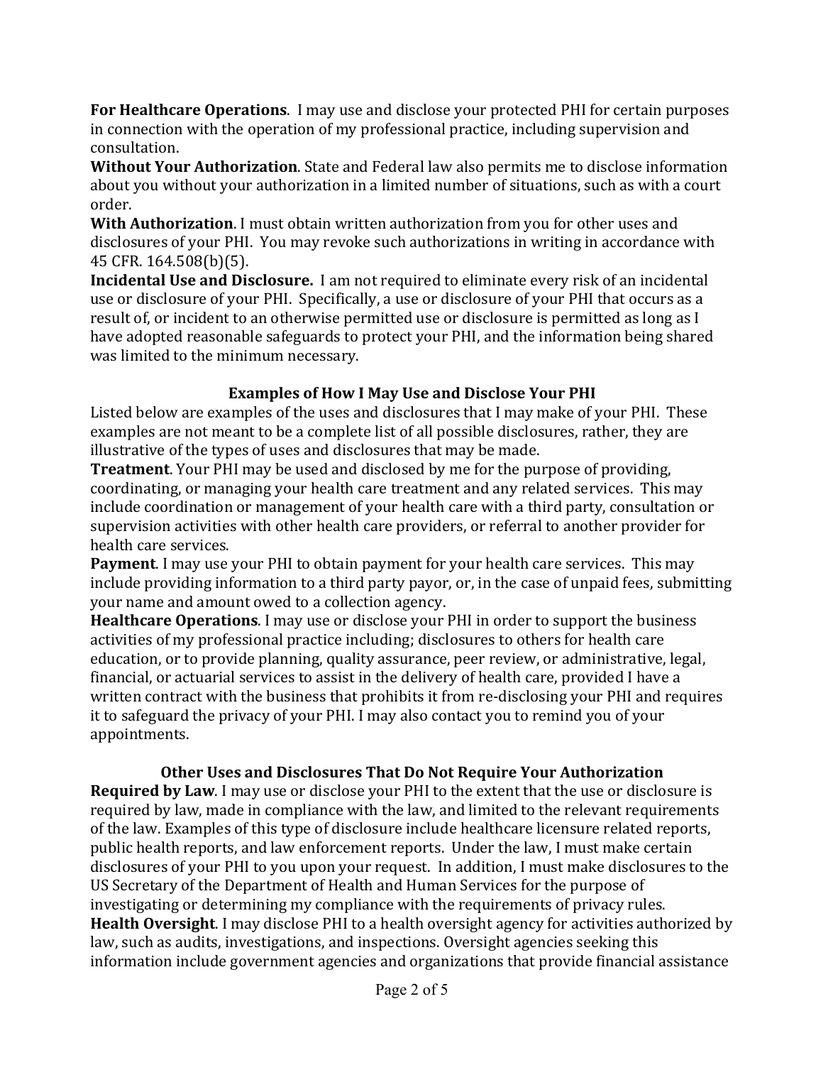**For Healthcare Operations**. I may use and disclose your protected PHI for certain purposes in connection with the operation of my professional practice, including supervision and consultation.

**Without Your Authorization**. State and Federal law also permits me to disclose information about you without your authorization in a limited number of situations, such as with a court order.

**With Authorization**. I must obtain written authorization from you for other uses and disclosures of your PHI. You may revoke such authorizations in writing in accordance with 45 CFR. 164.508(b)(5).

**Incidental Use and Disclosure.** I am not required to eliminate every risk of an incidental use or disclosure of your PHI. Specifically, a use or disclosure of your PHI that occurs as a result of, or incident to an otherwise permitted use or disclosure is permitted as long as I have adopted reasonable safeguards to protect your PHI, and the information being shared was limited to the minimum necessary.

## Examples of How I May Use and Disclose Your PHI

Listed below are examples of the uses and disclosures that I may make of your PHI. These examples are not meant to be a complete list of all possible disclosures, rather, they are illustrative of the types of uses and disclosures that may be made.

**Treatment**. Your PHI may be used and disclosed by me for the purpose of providing, coordinating, or managing your health care treatment and any related services. This may include coordination or management of your health care with a third party, consultation or supervision activities with other health care providers, or referral to another provider for health care services.

**Payment**. I may use your PHI to obtain payment for your health care services. This may include providing information to a third party payor, or, in the case of unpaid fees, submitting your name and amount owed to a collection agency.

**Healthcare Operations**. I may use or disclose your PHI in order to support the business activities of my professional practice including; disclosures to others for health care education, or to provide planning, quality assurance, peer review, or administrative, legal, financial, or actuarial services to assist in the delivery of health care, provided I have a written contract with the business that prohibits it from re-disclosing your PHI and requires it to safeguard the privacy of your PHI. I may also contact you to remind you of your appointments.

## Other Uses and Disclosures That Do Not Require Your Authorization

**Required by Law**. I may use or disclose your PHI to the extent that the use or disclosure is required by law, made in compliance with the law, and limited to the relevant requirements of the law. Examples of this type of disclosure include healthcare licensure related reports, public health reports, and law enforcement reports. Under the law, I must make certain disclosures of your PHI to you upon your request. In addition, I must make disclosures to the US Secretary of the Department of Health and Human Services for the purpose of investigating or determining my compliance with the requirements of privacy rules.

**Health Oversight**. I may disclose PHI to a health oversight agency for activities authorized by law, such as audits, investigations, and inspections. Oversight agencies seeking this information include government agencies and organizations that provide financial assistance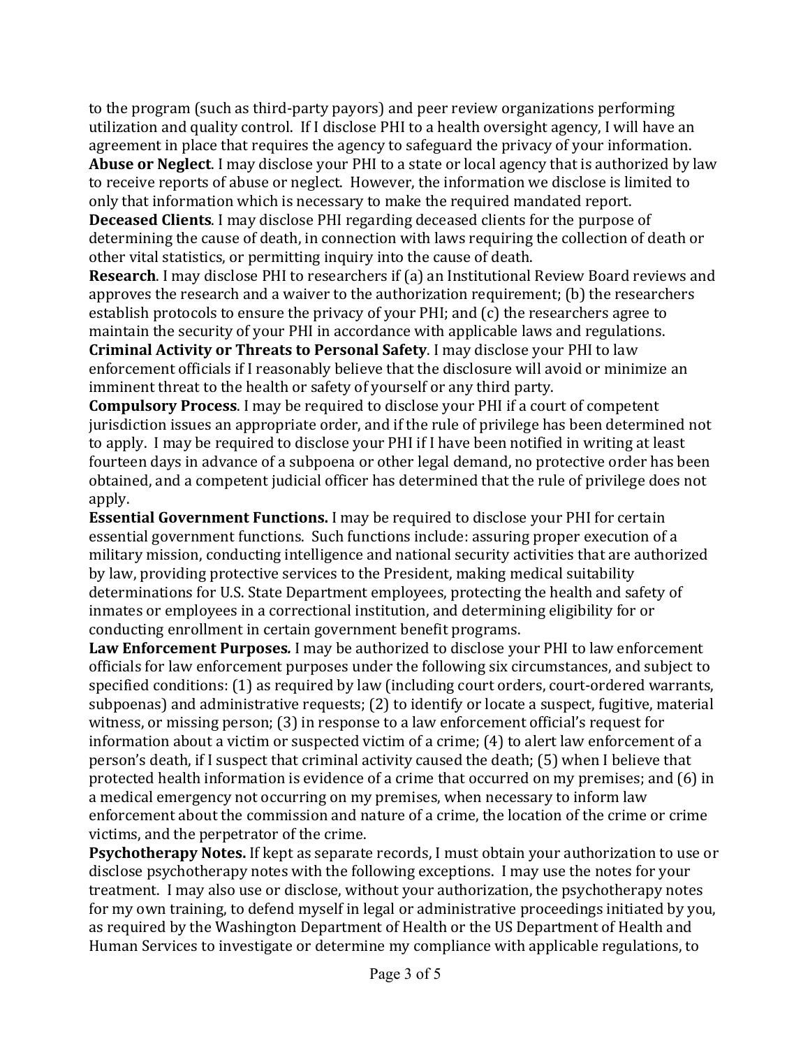to the program (such as third-party payors) and peer review organizations performing utilization and quality control. If I disclose PHI to a health oversight agency, I will have an agreement in place that requires the agency to safeguard the privacy of your information.

**Abuse or Neglect**. I may disclose your PHI to a state or local agency that is authorized by law to receive reports of abuse or neglect. However, the information we disclose is limited to only that information which is necessary to make the required mandated report.

**Deceased Clients**. I may disclose PHI regarding deceased clients for the purpose of determining the cause of death, in connection with laws requiring the collection of death or other vital statistics, or permitting inquiry into the cause of death.

**Research**. I may disclose PHI to researchers if (a) an Institutional Review Board reviews and approves the research and a waiver to the authorization requirement; (b) the researchers establish protocols to ensure the privacy of your PHI; and (c) the researchers agree to maintain the security of your PHI in accordance with applicable laws and regulations.

**Criminal Activity or Threats to Personal Safety**. I may disclose your PHI to law enforcement officials if I reasonably believe that the disclosure will avoid or minimize an imminent threat to the health or safety of yourself or any third party.

**Compulsory Process**. I may be required to disclose your PHI if a court of competent jurisdiction issues an appropriate order, and if the rule of privilege has been determined not to apply. I may be required to disclose your PHI if I have been notified in writing at least fourteen days in advance of a subpoena or other legal demand, no protective order has been obtained, and a competent judicial officer has determined that the rule of privilege does not apply.

**Essential Government Functions.** I may be required to disclose your PHI for certain essential government functions. Such functions include: assuring proper execution of a military mission, conducting intelligence and national security activities that are authorized by law, providing protective services to the President, making medical suitability determinations for U.S. State Department employees, protecting the health and safety of inmates or employees in a correctional institution, and determining eligibility for or conducting enrollment in certain government benefit programs.

**Law Enforcement Purposes***.* I may be authorized to disclose your PHI to law enforcement officials for law enforcement purposes under the following six circumstances, and subject to specified conditions: (1) as required by law (including court orders, court-ordered warrants, subpoenas) and administrative requests; (2) to identify or locate a suspect, fugitive, material witness, or missing person; (3) in response to a law enforcement official's request for information about a victim or suspected victim of a crime; (4) to alert law enforcement of a person's death, if I suspect that criminal activity caused the death; (5) when I believe that protected health information is evidence of a crime that occurred on my premises; and (6) in a medical emergency not occurring on my premises, when necessary to inform law enforcement about the commission and nature of a crime, the location of the crime or crime victims, and the perpetrator of the crime.

**Psychotherapy Notes.** If kept as separate records, I must obtain your authorization to use or disclose psychotherapy notes with the following exceptions. I may use the notes for your treatment. I may also use or disclose, without your authorization, the psychotherapy notes for my own training, to defend myself in legal or administrative proceedings initiated by you, as required by the Washington Department of Health or the US Department of Health and Human Services to investigate or determine my compliance with applicable regulations, to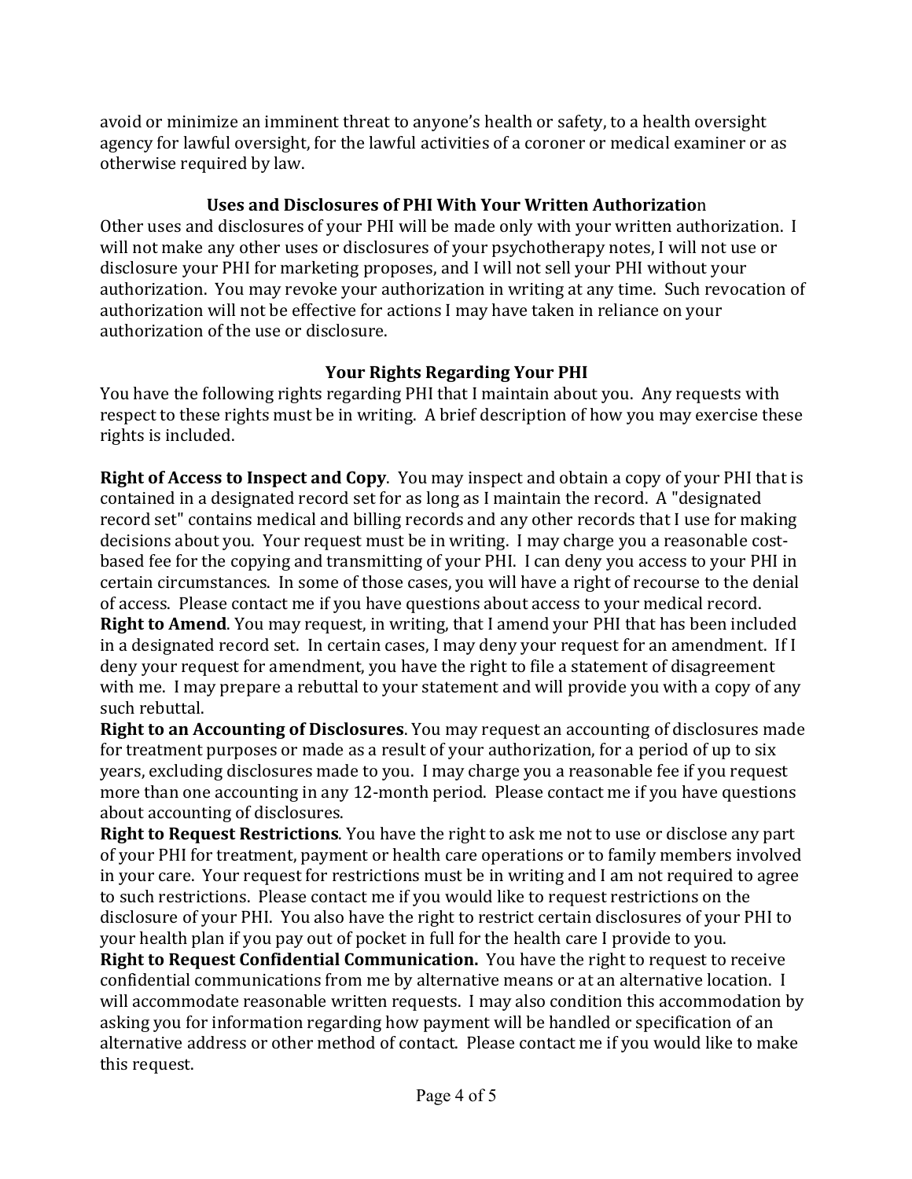avoid or minimize an imminent threat to anyone's health or safety, to a health oversight agency for lawful oversight, for the lawful activities of a coroner or medical examiner or as otherwise required by law.

### Uses and Disclosures of PHI With Your Written Authorization

Other uses and disclosures of your PHI will be made only with your written authorization. I will not make any other uses or disclosures of your psychotherapy notes, I will not use or disclosure your PHI for marketing proposes, and I will not sell your PHI without your authorization. You may revoke your authorization in writing at any time. Such revocation of authorization will not be effective for actions I may have taken in reliance on your authorization of the use or disclosure.

### Your Rights Regarding Your PHI

You have the following rights regarding PHI that I maintain about you. Any requests with respect to these rights must be in writing. A brief description of how you may exercise these rights is included.

**Right of Access to Inspect and Copy**. You may inspect and obtain a copy of your PHI that is contained in a designated record set for as long as I maintain the record. A "designated record set" contains medical and billing records and any other records that I use for making decisions about you. Your request must be in writing. I may charge you a reasonable cost-based fee for the copying and transmitting of your PHI. I can deny you access to your PHI in certain circumstances. In some of those cases, you will have a right of recourse to the denial of access. Please contact me if you have questions about access to your medical record.

**Right to Amend**. You may request, in writing, that I amend your PHI that has been included in a designated record set. In certain cases, I may deny your request for an amendment. If I deny your request for amendment, you have the right to file a statement of disagreement with me. I may prepare a rebuttal to your statement and will provide you with a copy of any such rebuttal.

**Right to an Accounting of Disclosures**. You may request an accounting of disclosures made for treatment purposes or made as a result of your authorization, for a period of up to six years, excluding disclosures made to you. I may charge you a reasonable fee if you request more than one accounting in any 12-month period. Please contact me if you have questions about accounting of disclosures.

**Right to Request Restrictions**. You have the right to ask me not to use or disclose any part of your PHI for treatment, payment or health care operations or to family members involved in your care. Your request for restrictions must be in writing and I am not required to agree to such restrictions. Please contact me if you would like to request restrictions on the disclosure of your PHI. You also have the right to restrict certain disclosures of your PHI to your health plan if you pay out of pocket in full for the health care I provide to you.

**Right to Request Confidential Communication.** You have the right to request to receive confidential communications from me by alternative means or at an alternative location. I will accommodate reasonable written requests. I may also condition this accommodation by asking you for information regarding how payment will be handled or specification of an alternative address or other method of contact. Please contact me if you would like to make this request.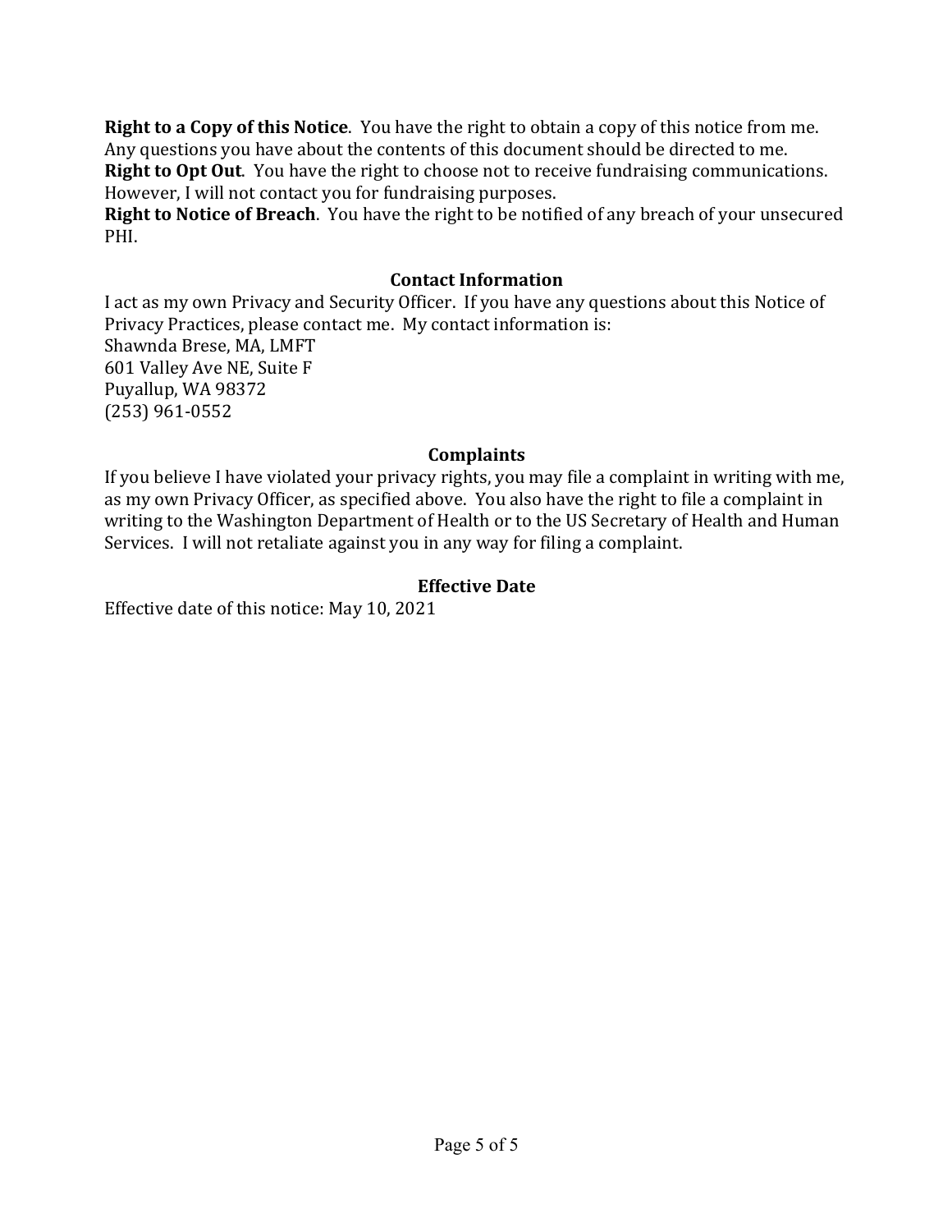**Right to a Copy of this Notice**. You have the right to obtain a copy of this notice from me. Any questions you have about the contents of this document should be directed to me.
**Right to Opt Out**. You have the right to choose not to receive fundraising communications. However, I will not contact you for fundraising purposes.
**Right to Notice of Breach**. You have the right to be notified of any breach of your unsecured PHI.

## Contact Information

I act as my own Privacy and Security Officer. If you have any questions about this Notice of Privacy Practices, please contact me. My contact information is:
Shawnda Brese, MA, LMFT
601 Valley Ave NE, Suite F
Puyallup, WA 98372
(253) 961-0552

## Complaints

If you believe I have violated your privacy rights, you may file a complaint in writing with me, as my own Privacy Officer, as specified above. You also have the right to file a complaint in writing to the Washington Department of Health or to the US Secretary of Health and Human Services. I will not retaliate against you in any way for filing a complaint.

## Effective Date

Effective date of this notice: May 10, 2021